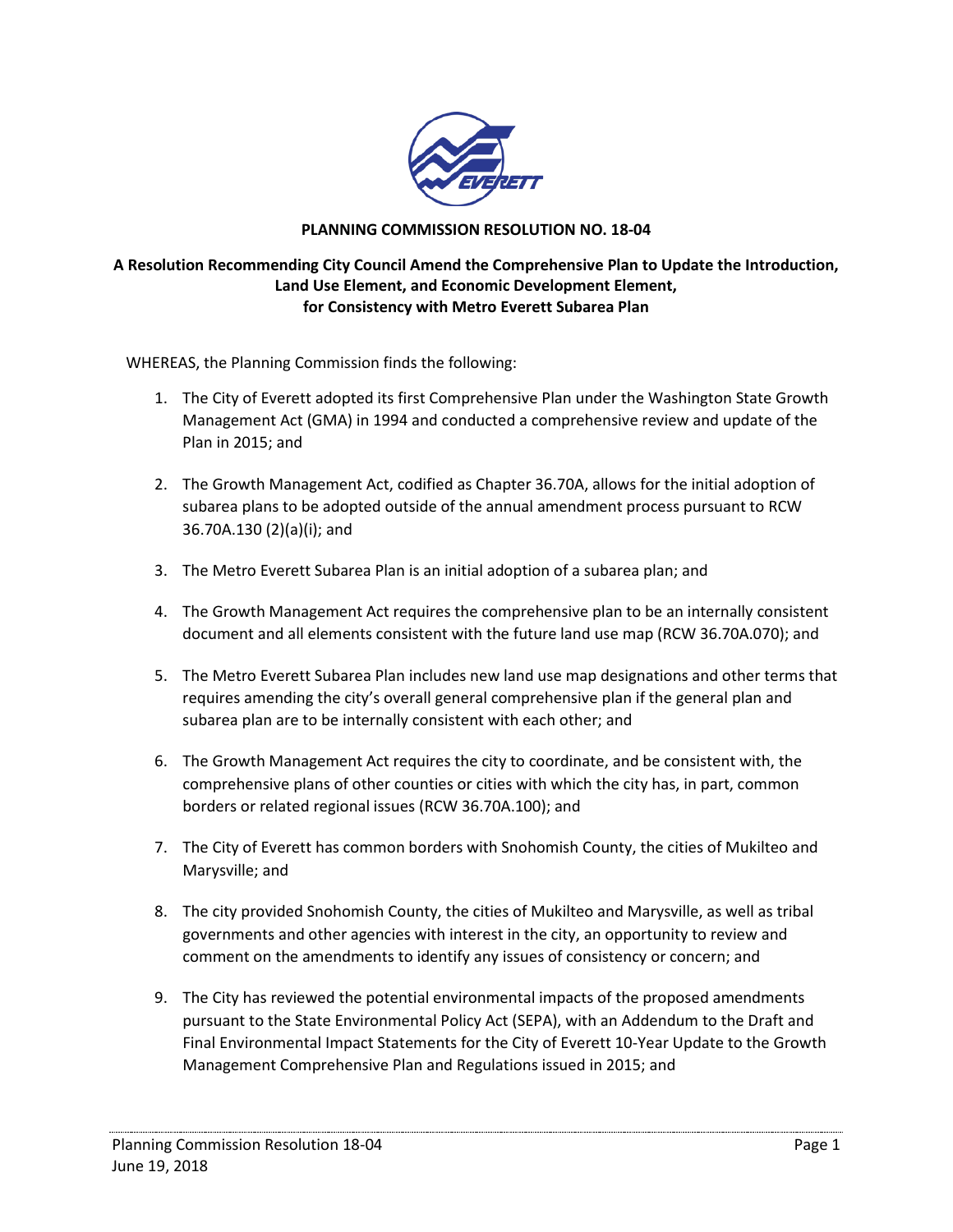**PLANNING COMMISSION RESOLUTION NO. 18-04**

**A Resolution Recommending City Council Amend the Comprehensive Plan to Update the Introduction, Land Use Element, and Economic Development Element, for Consistency with Metro Everett Subarea Plan**

WHEREAS, the Planning Commission finds the following:

1. The City of Everett adopted its first Comprehensive Plan under the Washington State Growth Management Act (GMA) in 1994 and conducted a comprehensive review and update of the Plan in 2015; and
2. The Growth Management Act, codified as Chapter 36.70A, allows for the initial adoption of subarea plans to be adopted outside of the annual amendment process pursuant to RCW 36.70A.130 (2)(a)(i); and
3. The Metro Everett Subarea Plan is an initial adoption of a subarea plan; and
4. The Growth Management Act requires the comprehensive plan to be an internally consistent document and all elements consistent with the future land use map (RCW 36.70A.070); and
5. The Metro Everett Subarea Plan includes new land use map designations and other terms that requires amending the city's overall general comprehensive plan if the general plan and subarea plan are to be internally consistent with each other; and
6. The Growth Management Act requires the city to coordinate, and be consistent with, the comprehensive plans of other counties or cities with which the city has, in part, common borders or related regional issues (RCW 36.70A.100); and
7. The City of Everett has common borders with Snohomish County, the cities of Mukilteo and Marysville; and
8. The city provided Snohomish County, the cities of Mukilteo and Marysville, as well as tribal governments and other agencies with interest in the city, an opportunity to review and comment on the amendments to identify any issues of consistency or concern; and
9. The City has reviewed the potential environmental impacts of the proposed amendments pursuant to the State Environmental Policy Act (SEPA), with an Addendum to the Draft and Final Environmental Impact Statements for the City of Everett 10-Year Update to the Growth Management Comprehensive Plan and Regulations issued in 2015; and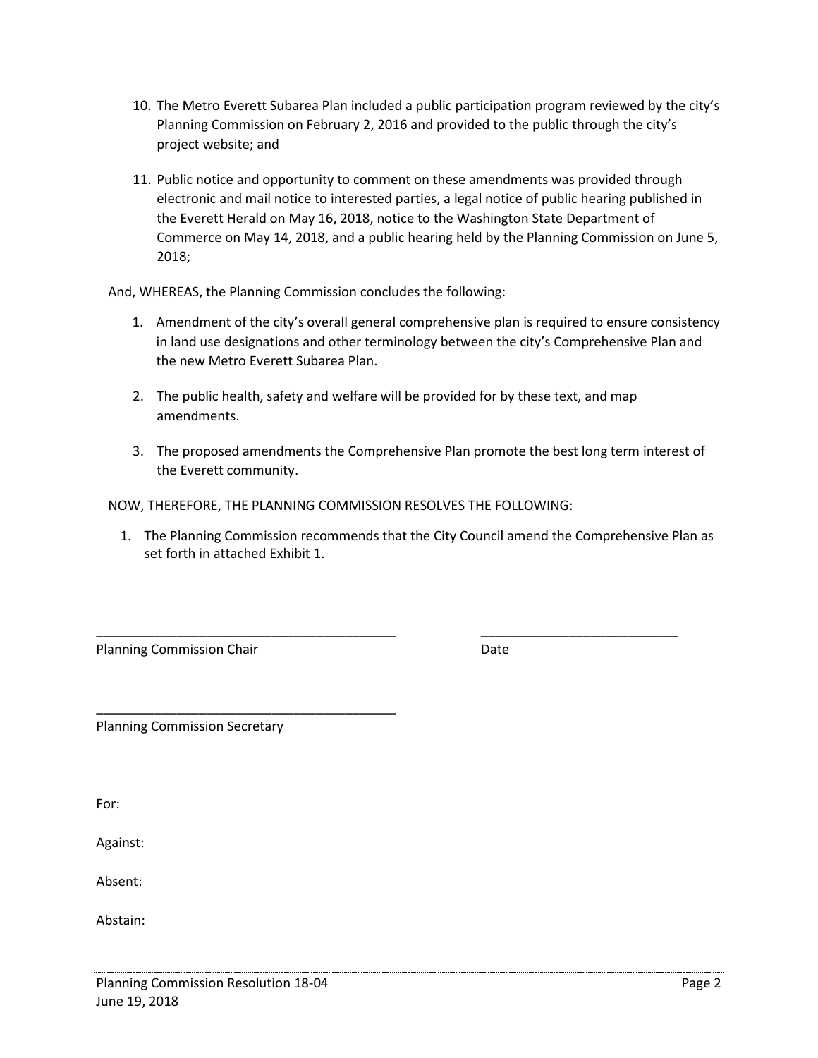10. The Metro Everett Subarea Plan included a public participation program reviewed by the city's Planning Commission on February 2, 2016 and provided to the public through the city's project website; and

11. Public notice and opportunity to comment on these amendments was provided through electronic and mail notice to interested parties, a legal notice of public hearing published in the Everett Herald on May 16, 2018, notice to the Washington State Department of Commerce on May 14, 2018, and a public hearing held by the Planning Commission on June 5, 2018;

And, WHEREAS, the Planning Commission concludes the following:

1. Amendment of the city's overall general comprehensive plan is required to ensure consistency in land use designations and other terminology between the city's Comprehensive Plan and the new Metro Everett Subarea Plan.

2. The public health, safety and welfare will be provided for by these text, and map amendments.

3. The proposed amendments the Comprehensive Plan promote the best long term interest of the Everett community.

NOW, THEREFORE, THE PLANNING COMMISSION RESOLVES THE FOLLOWING:

1. The Planning Commission recommends that the City Council amend the Comprehensive Plan as set forth in attached Exhibit 1.

\_\_\_\_\_\_\_\_\_\_\_\_\_\_\_\_\_\_\_\_\_\_\_\_\_\_\_\_\_\_\_\_\_\_\_\_\_\_\_\_\_\_ \_\_\_\_\_\_\_\_\_\_\_\_\_\_\_\_\_\_\_\_\_\_\_\_\_\_\_\_

Planning Commission Chair Date

\_\_\_\_\_\_\_\_\_\_\_\_\_\_\_\_\_\_\_\_\_\_\_\_\_\_\_\_\_\_\_\_\_\_\_\_\_\_\_\_\_\_

Planning Commission Secretary

For:

Against:

Absent:

Abstain:

Planning Commission Resolution 18-04
June 19, 2018